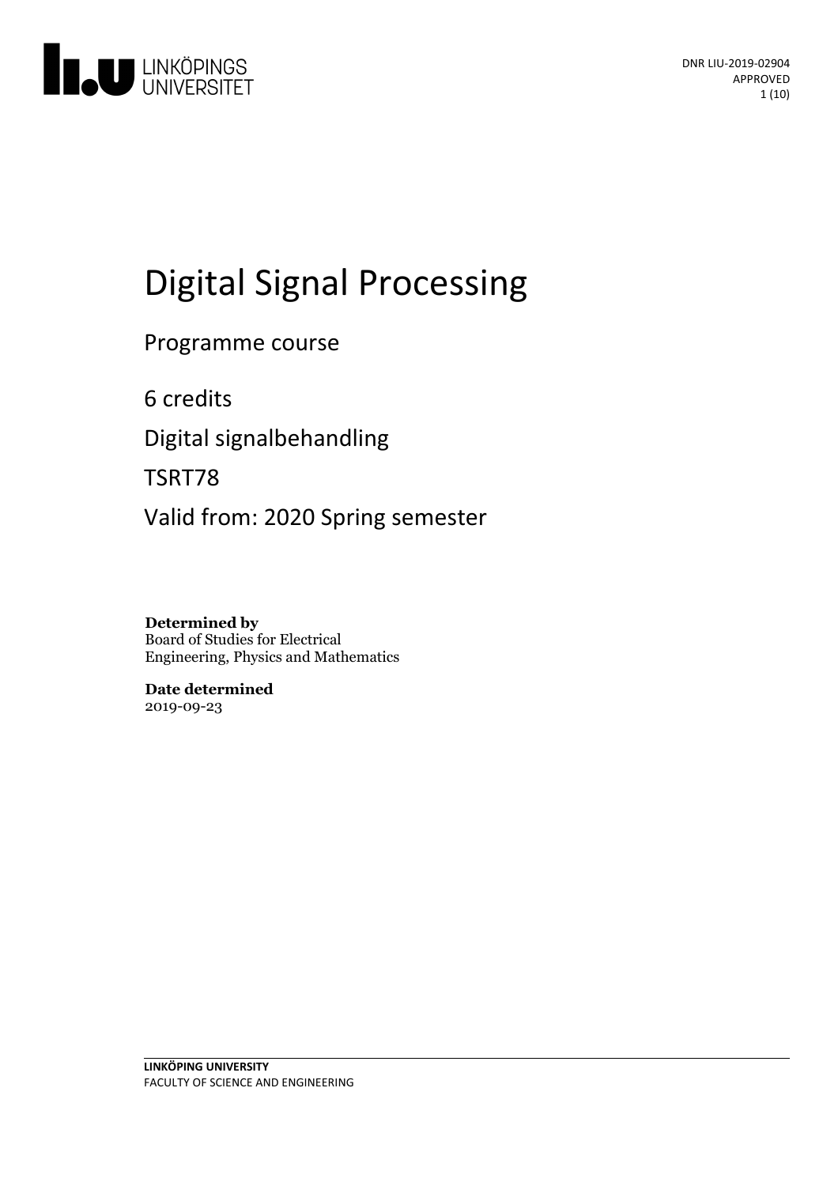DNR LIU-2019-02904
APPROVED

# Digital Signal Processing

Programme course

6 credits

Digital signalbehandling

TSRT78

Valid from: 2020 Spring semester

**Determined by**
Board of Studies for Electrical Engineering, Physics and Mathematics

**Date determined**
2019-09-23

**LINKÖPING UNIVERSITY**
FACULTY OF SCIENCE AND ENGINEERING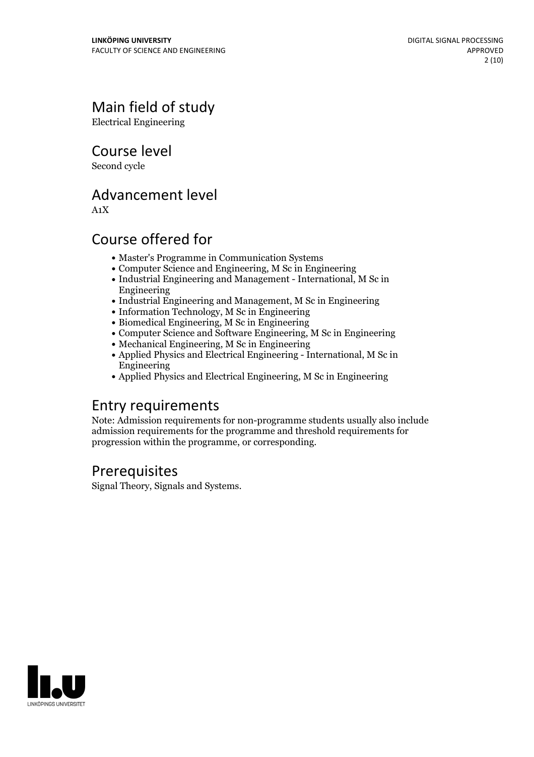## Main field of study

Electrical Engineering

## Course level

Second cycle

## Advancement level

A1X

## Course offered for

- Master's Programme in Communication Systems
- Computer Science and Engineering, M Sc in Engineering
- Industrial Engineering and Management - International, M Sc in Engineering
- Industrial Engineering and Management, M Sc in Engineering
- Information Technology, M Sc in Engineering
- Biomedical Engineering, M Sc in Engineering
- Computer Science and Software Engineering, M Sc in Engineering
- Mechanical Engineering, M Sc in Engineering
- Applied Physics and Electrical Engineering - International, M Sc in Engineering
- Applied Physics and Electrical Engineering, M Sc in Engineering

## Entry requirements

Note: Admission requirements for non-programme students usually also include admission requirements for the programme and threshold requirements for progression within the programme, or corresponding.

## Prerequisites

Signal Theory, Signals and Systems.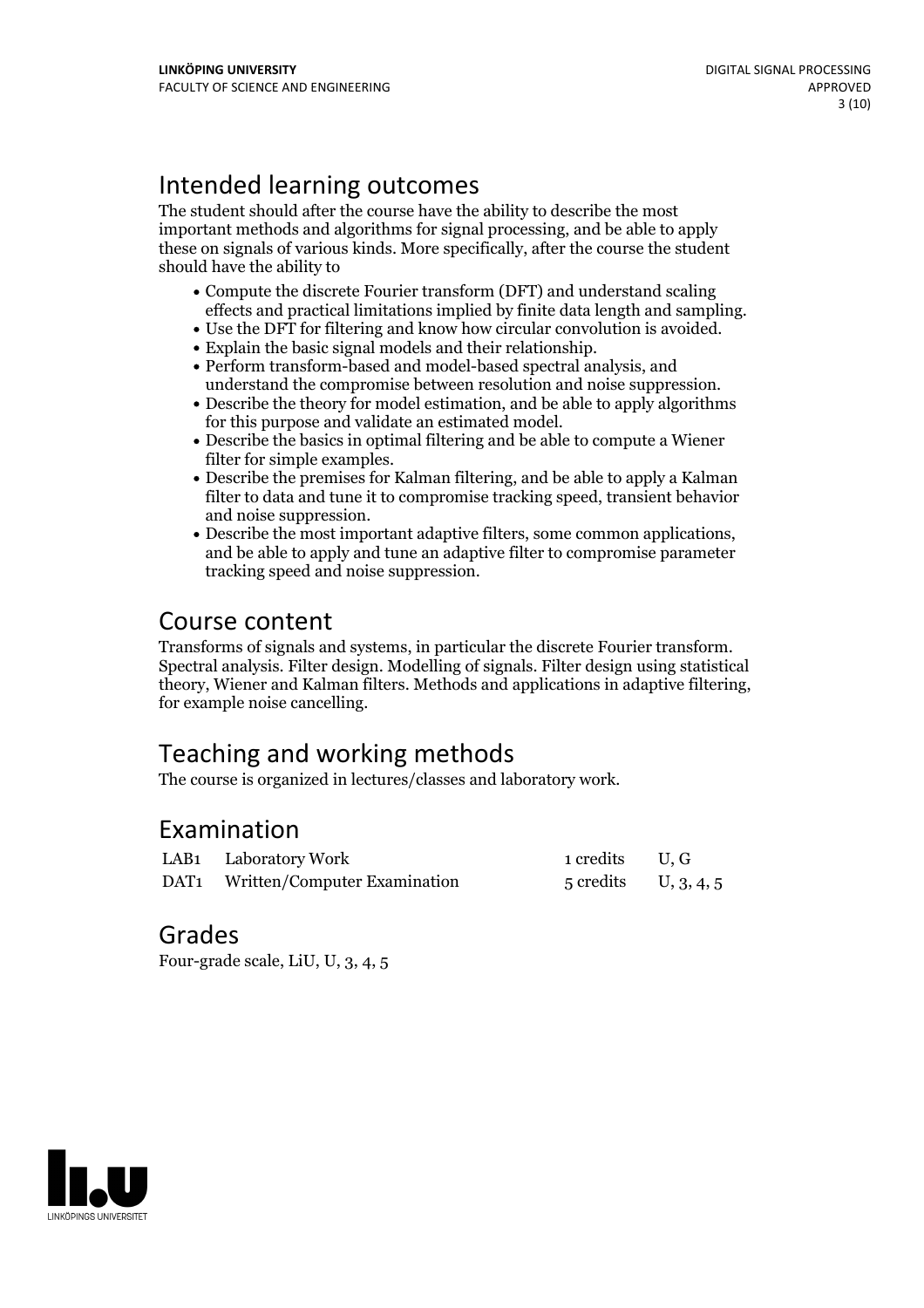## Intended learning outcomes

The student should after the course have the ability to describe the most important methods and algorithms for signal processing, and be able to apply these on signals of various kinds. More specifically, after the course the student should have the ability to

- Compute the discrete Fourier transform (DFT) and understand scaling effects and practical limitations implied by finite data length and sampling.
- Use the DFT for filtering and know how circular convolution is avoided.
- Explain the basic signal models and their relationship.
- Perform transform-based and model-based spectral analysis, and understand the compromise between resolution and noise suppression.
- Describe the theory for model estimation, and be able to apply algorithms for this purpose and validate an estimated model.
- Describe the basics in optimal filtering and be able to compute a Wiener filter for simple examples.
- Describe the premises for Kalman filtering, and be able to apply a Kalman filter to data and tune it to compromise tracking speed, transient behavior and noise suppression.
- Describe the most important adaptive filters, some common applications, and be able to apply and tune an adaptive filter to compromise parameter tracking speed and noise suppression.

## Course content

Transforms of signals and systems, in particular the discrete Fourier transform. Spectral analysis. Filter design. Modelling of signals. Filter design using statistical theory, Wiener and Kalman filters. Methods and applications in adaptive filtering, for example noise cancelling.

## Teaching and working methods

The course is organized in lectures/classes and laboratory work.

## Examination

| | | | |
|---|---|---|---|
| LAB1 | Laboratory Work | 1 credits | U, G |
| DAT1 | Written/Computer Examination | 5 credits | U, 3, 4, 5 |

## Grades

Four-grade scale, LiU, U, 3, 4, 5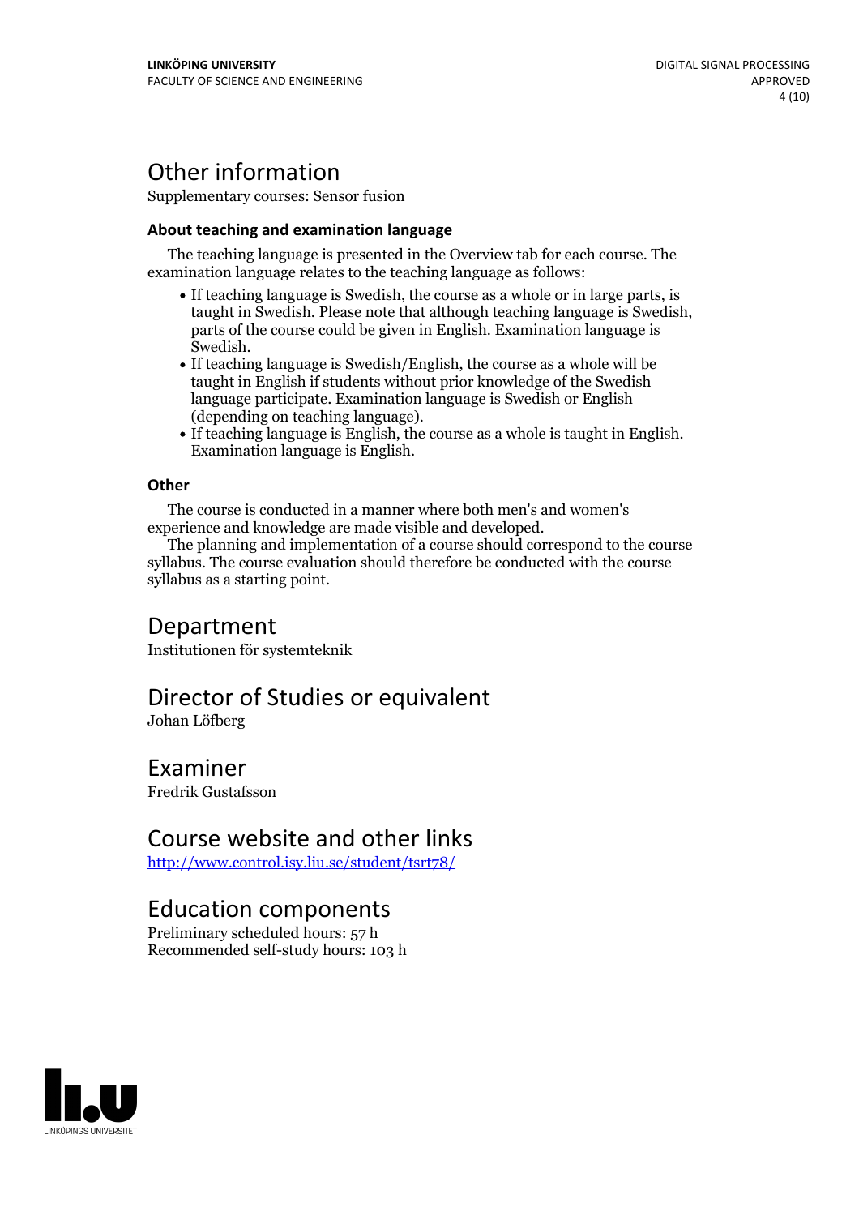# Other information

Supplementary courses: Sensor fusion

### About teaching and examination language

The teaching language is presented in the Overview tab for each course. The examination language relates to the teaching language as follows:

- If teaching language is Swedish, the course as a whole or in large parts, is taught in Swedish. Please note that although teaching language is Swedish, parts of the course could be given in English. Examination language is Swedish.
- If teaching language is Swedish/English, the course as a whole will be taught in English if students without prior knowledge of the Swedish language participate. Examination language is Swedish or English (depending on teaching language).
- If teaching language is English, the course as a whole is taught in English. Examination language is English.

### Other

The course is conducted in a manner where both men's and women's experience and knowledge are made visible and developed.

The planning and implementation of a course should correspond to the course syllabus. The course evaluation should therefore be conducted with the course syllabus as a starting point.

# Department

Institutionen för systemteknik

# Director of Studies or equivalent

Johan Löfberg

# Examiner

Fredrik Gustafsson

# Course website and other links

http://www.control.isy.liu.se/student/tsrt78/

# Education components

Preliminary scheduled hours: 57 h
Recommended self-study hours: 103 h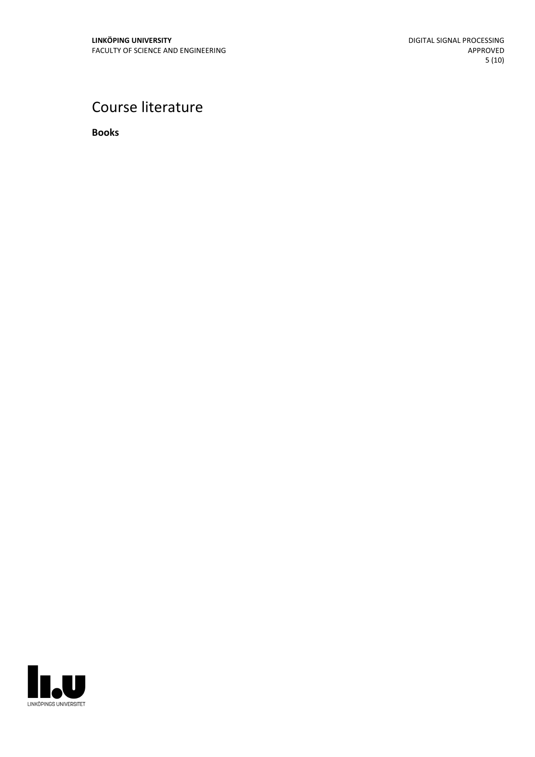# Course literature

**Books**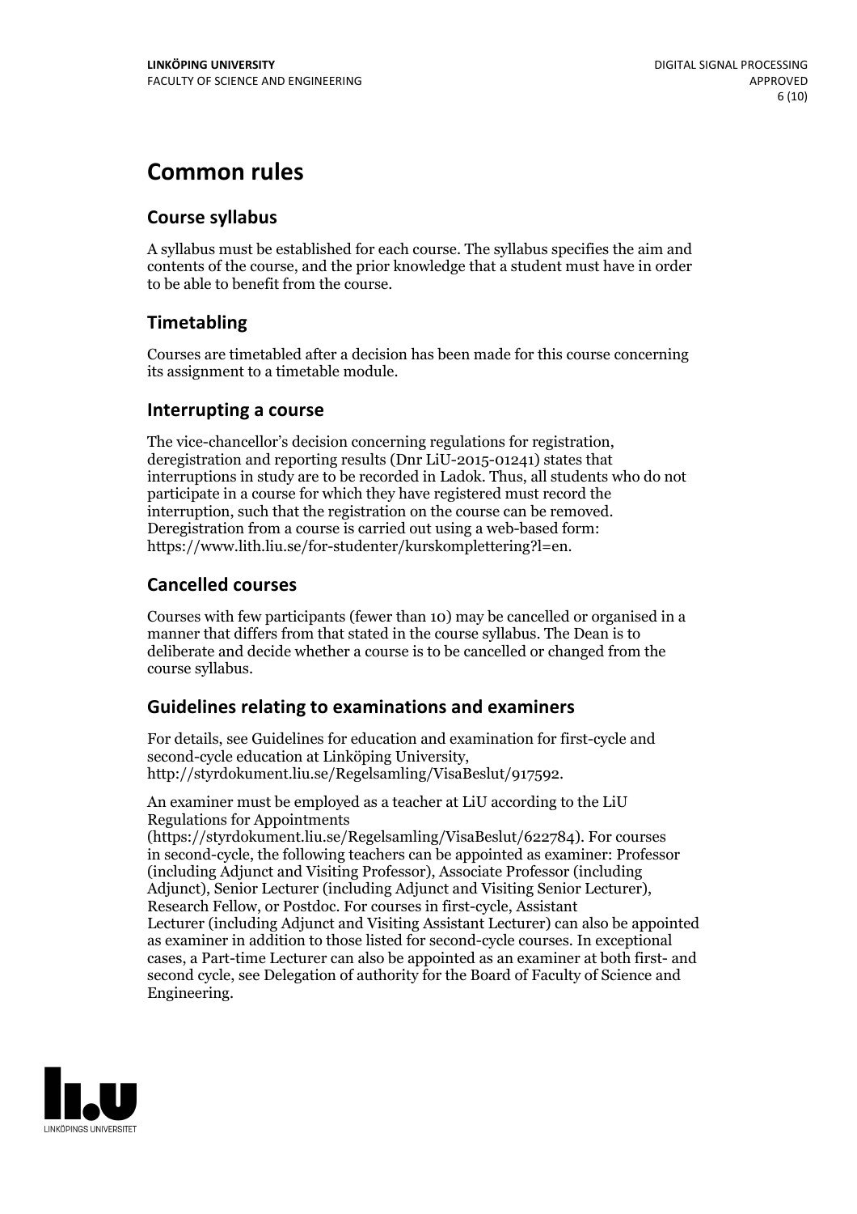# Common rules

## Course syllabus

A syllabus must be established for each course. The syllabus specifies the aim and contents of the course, and the prior knowledge that a student must have in order to be able to benefit from the course.

## Timetabling

Courses are timetabled after a decision has been made for this course concerning its assignment to a timetable module.

## Interrupting a course

The vice-chancellor's decision concerning regulations for registration, deregistration and reporting results (Dnr LiU-2015-01241) states that interruptions in study are to be recorded in Ladok. Thus, all students who do not participate in a course for which they have registered must record the interruption, such that the registration on the course can be removed. Deregistration from a course is carried out using a web-based form: https://www.lith.liu.se/for-studenter/kurskomplettering?l=en.

## Cancelled courses

Courses with few participants (fewer than 10) may be cancelled or organised in a manner that differs from that stated in the course syllabus. The Dean is to deliberate and decide whether a course is to be cancelled or changed from the course syllabus.

## Guidelines relating to examinations and examiners

For details, see Guidelines for education and examination for first-cycle and second-cycle education at Linköping University, http://styrdokument.liu.se/Regelsamling/VisaBeslut/917592.

An examiner must be employed as a teacher at LiU according to the LiU Regulations for Appointments (https://styrdokument.liu.se/Regelsamling/VisaBeslut/622784). For courses in second-cycle, the following teachers can be appointed as examiner: Professor (including Adjunct and Visiting Professor), Associate Professor (including Adjunct), Senior Lecturer (including Adjunct and Visiting Senior Lecturer), Research Fellow, or Postdoc. For courses in first-cycle, Assistant Lecturer (including Adjunct and Visiting Assistant Lecturer) can also be appointed as examiner in addition to those listed for second-cycle courses. In exceptional cases, a Part-time Lecturer can also be appointed as an examiner at both first- and second cycle, see Delegation of authority for the Board of Faculty of Science and Engineering.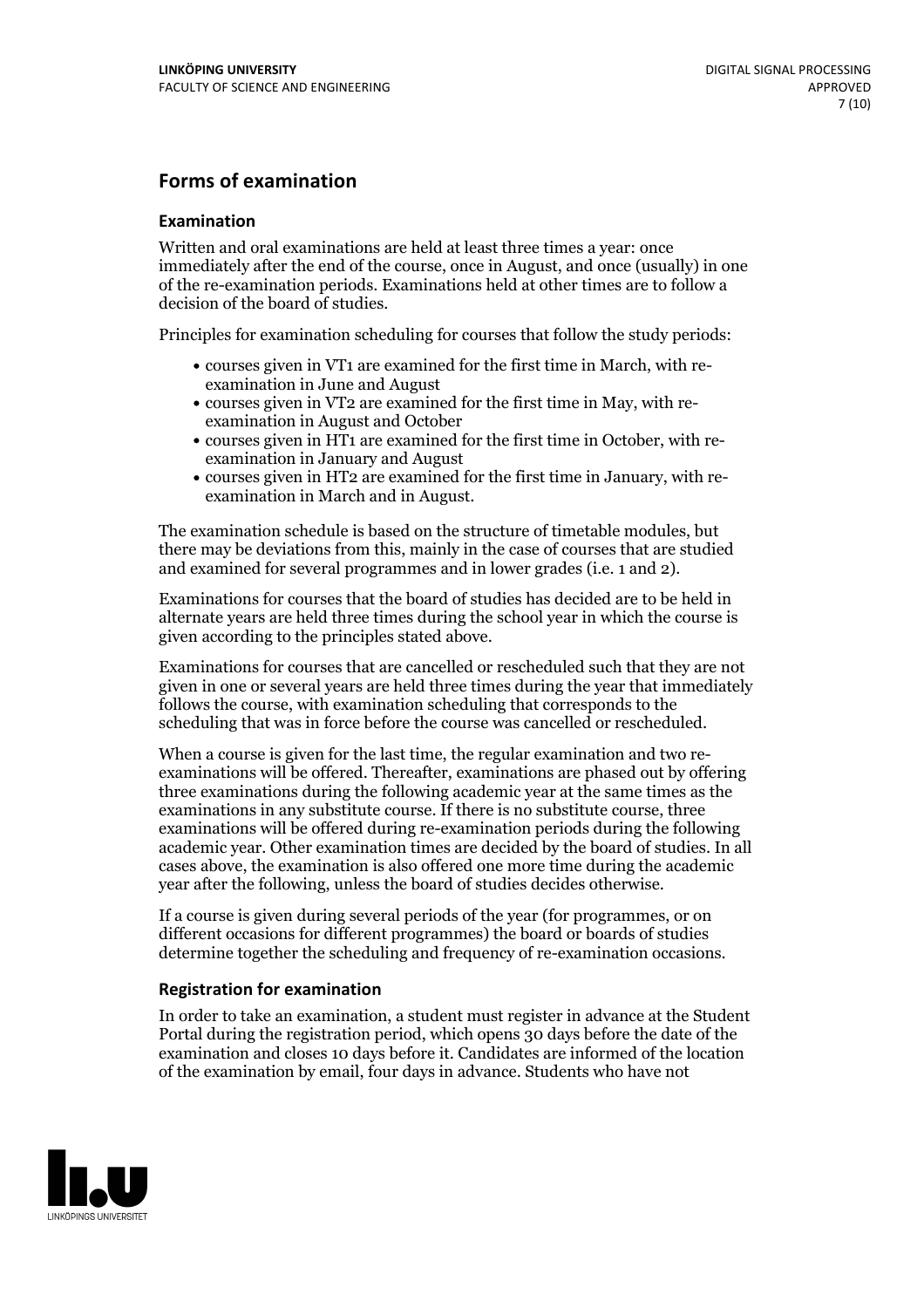## Forms of examination

### Examination

Written and oral examinations are held at least three times a year: once immediately after the end of the course, once in August, and once (usually) in one of the re-examination periods. Examinations held at other times are to follow a decision of the board of studies.

Principles for examination scheduling for courses that follow the study periods:

- courses given in VT1 are examined for the first time in March, with re-examination in June and August
- courses given in VT2 are examined for the first time in May, with re-examination in August and October
- courses given in HT1 are examined for the first time in October, with re-examination in January and August
- courses given in HT2 are examined for the first time in January, with re-examination in March and in August.

The examination schedule is based on the structure of timetable modules, but there may be deviations from this, mainly in the case of courses that are studied and examined for several programmes and in lower grades (i.e. 1 and 2).

Examinations for courses that the board of studies has decided are to be held in alternate years are held three times during the school year in which the course is given according to the principles stated above.

Examinations for courses that are cancelled or rescheduled such that they are not given in one or several years are held three times during the year that immediately follows the course, with examination scheduling that corresponds to the scheduling that was in force before the course was cancelled or rescheduled.

When a course is given for the last time, the regular examination and two re-examinations will be offered. Thereafter, examinations are phased out by offering three examinations during the following academic year at the same times as the examinations in any substitute course. If there is no substitute course, three examinations will be offered during re-examination periods during the following academic year. Other examination times are decided by the board of studies. In all cases above, the examination is also offered one more time during the academic year after the following, unless the board of studies decides otherwise.

If a course is given during several periods of the year (for programmes, or on different occasions for different programmes) the board or boards of studies determine together the scheduling and frequency of re-examination occasions.

### Registration for examination

In order to take an examination, a student must register in advance at the Student Portal during the registration period, which opens 30 days before the date of the examination and closes 10 days before it. Candidates are informed of the location of the examination by email, four days in advance. Students who have not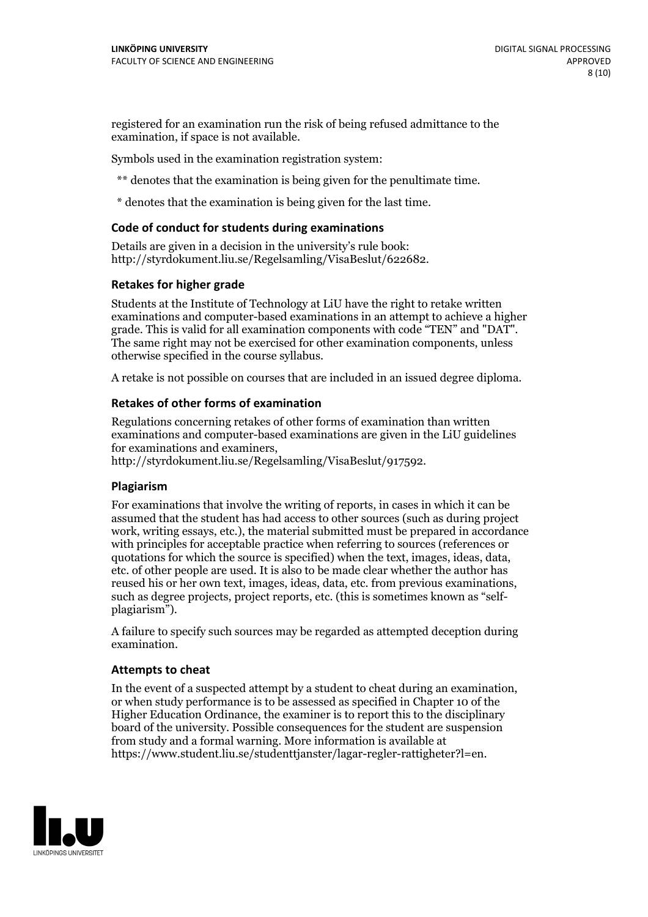registered for an examination run the risk of being refused admittance to the examination, if space is not available.

Symbols used in the examination registration system:

** denotes that the examination is being given for the penultimate time.

* denotes that the examination is being given for the last time.

### Code of conduct for students during examinations

Details are given in a decision in the university's rule book: http://styrdokument.liu.se/Regelsamling/VisaBeslut/622682.

### Retakes for higher grade

Students at the Institute of Technology at LiU have the right to retake written examinations and computer-based examinations in an attempt to achieve a higher grade. This is valid for all examination components with code "TEN" and "DAT". The same right may not be exercised for other examination components, unless otherwise specified in the course syllabus.

A retake is not possible on courses that are included in an issued degree diploma.

### Retakes of other forms of examination

Regulations concerning retakes of other forms of examination than written examinations and computer-based examinations are given in the LiU guidelines for examinations and examiners, http://styrdokument.liu.se/Regelsamling/VisaBeslut/917592.

### Plagiarism

For examinations that involve the writing of reports, in cases in which it can be assumed that the student has had access to other sources (such as during project work, writing essays, etc.), the material submitted must be prepared in accordance with principles for acceptable practice when referring to sources (references or quotations for which the source is specified) when the text, images, ideas, data, etc. of other people are used. It is also to be made clear whether the author has reused his or her own text, images, ideas, data, etc. from previous examinations, such as degree projects, project reports, etc. (this is sometimes known as "self-plagiarism").

A failure to specify such sources may be regarded as attempted deception during examination.

### Attempts to cheat

In the event of a suspected attempt by a student to cheat during an examination, or when study performance is to be assessed as specified in Chapter 10 of the Higher Education Ordinance, the examiner is to report this to the disciplinary board of the university. Possible consequences for the student are suspension from study and a formal warning. More information is available at https://www.student.liu.se/studenttjanster/lagar-regler-rattigheter?l=en.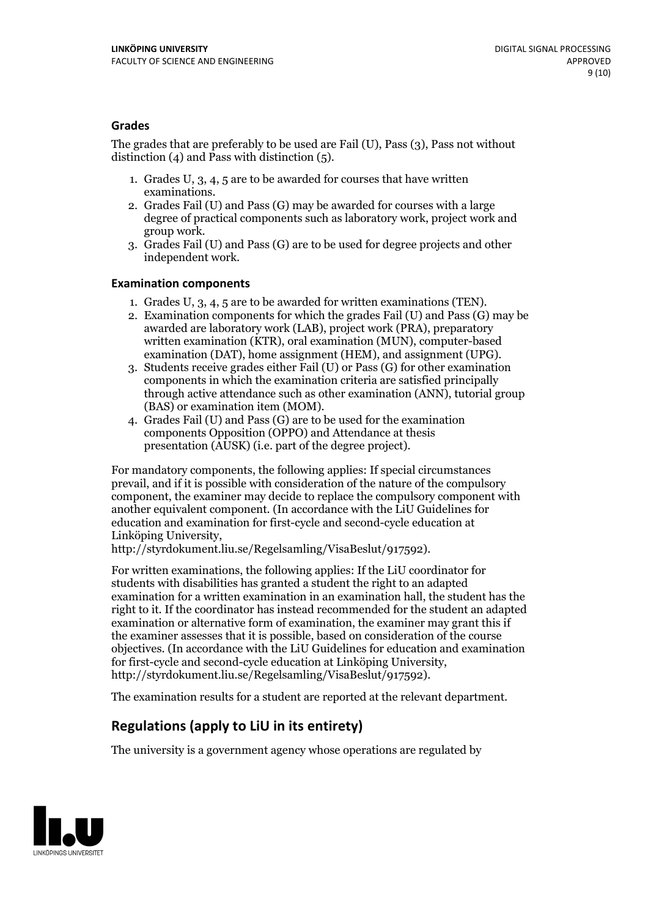### Grades

The grades that are preferably to be used are Fail (U), Pass (3), Pass not without distinction (4) and Pass with distinction (5).

1. Grades U, 3, 4, 5 are to be awarded for courses that have written examinations.
2. Grades Fail (U) and Pass (G) may be awarded for courses with a large degree of practical components such as laboratory work, project work and group work.
3. Grades Fail (U) and Pass (G) are to be used for degree projects and other independent work.

### Examination components

1. Grades U, 3, 4, 5 are to be awarded for written examinations (TEN).
2. Examination components for which the grades Fail (U) and Pass (G) may be awarded are laboratory work (LAB), project work (PRA), preparatory written examination (KTR), oral examination (MUN), computer-based examination (DAT), home assignment (HEM), and assignment (UPG).
3. Students receive grades either Fail (U) or Pass (G) for other examination components in which the examination criteria are satisfied principally through active attendance such as other examination (ANN), tutorial group (BAS) or examination item (MOM).
4. Grades Fail (U) and Pass (G) are to be used for the examination components Opposition (OPPO) and Attendance at thesis presentation (AUSK) (i.e. part of the degree project).

For mandatory components, the following applies: If special circumstances prevail, and if it is possible with consideration of the nature of the compulsory component, the examiner may decide to replace the compulsory component with another equivalent component. (In accordance with the LiU Guidelines for education and examination for first-cycle and second-cycle education at Linköping University, http://styrdokument.liu.se/Regelsamling/VisaBeslut/917592).

For written examinations, the following applies: If the LiU coordinator for students with disabilities has granted a student the right to an adapted examination for a written examination in an examination hall, the student has the right to it. If the coordinator has instead recommended for the student an adapted examination or alternative form of examination, the examiner may grant this if the examiner assesses that it is possible, based on consideration of the course objectives. (In accordance with the LiU Guidelines for education and examination for first-cycle and second-cycle education at Linköping University, http://styrdokument.liu.se/Regelsamling/VisaBeslut/917592).

The examination results for a student are reported at the relevant department.

## Regulations (apply to LiU in its entirety)

The university is a government agency whose operations are regulated by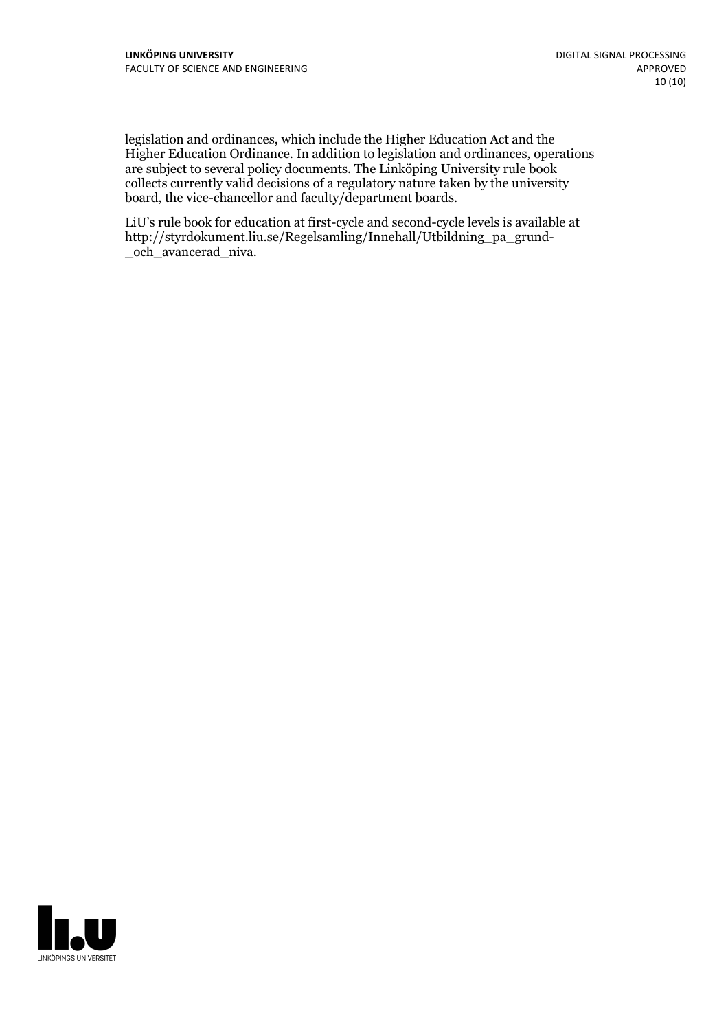legislation and ordinances, which include the Higher Education Act and the Higher Education Ordinance. In addition to legislation and ordinances, operations are subject to several policy documents. The Linköping University rule book collects currently valid decisions of a regulatory nature taken by the university board, the vice-chancellor and faculty/department boards.

LiU's rule book for education at first-cycle and second-cycle levels is available at http://styrdokument.liu.se/Regelsamling/Innehall/Utbildning_pa_grund-_och_avancerad_niva.